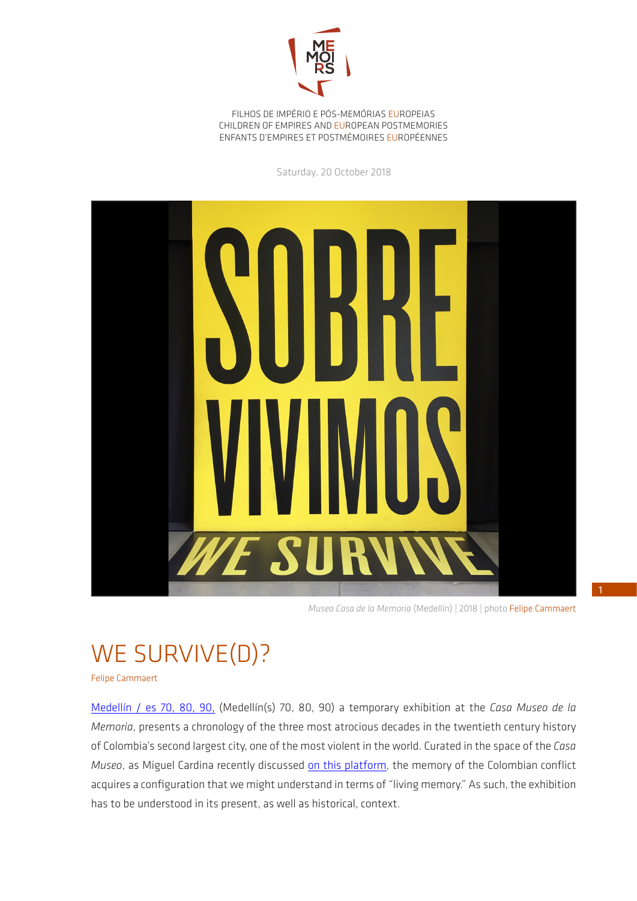FILHOS DE IMPÉRIO E PÓS-MEMÓRIAS EUROPEIAS
CHILDREN OF EMPIRES AND EUROPEAN POSTMEMORIES
ENFANTS D'EMPIRES ET POSTMÉMOIRES EUROPÉENNES

Saturday, 20 October 2018

*Museo Casa de la Memoria* (Medellín) | 2018 | photo Felipe Cammaert

# WE SURVIVE(D)?

Felipe Cammaert

Medellín / es 70, 80, 90, (Medellín(s) 70, 80, 90) a temporary exhibition at the *Casa Museo de la Memoria*, presents a chronology of the three most atrocious decades in the twentieth century history of Colombia's second largest city, one of the most violent in the world. Curated in the space of the *Casa Museo*, as Miguel Cardina recently discussed on this platform, the memory of the Colombian conflict acquires a configuration that we might understand in terms of "living memory." As such, the exhibition has to be understood in its present, as well as historical, context.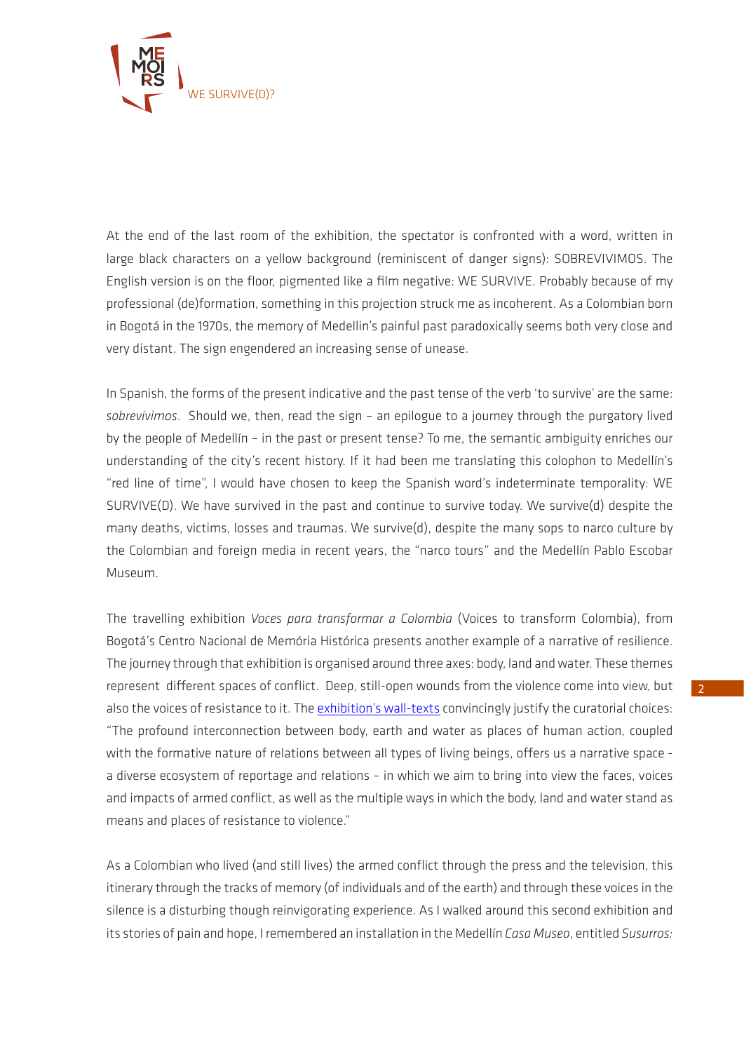At the end of the last room of the exhibition, the spectator is confronted with a word, written in large black characters on a yellow background (reminiscent of danger signs): SOBREVIVIMOS. The English version is on the floor, pigmented like a film negative: WE SURVIVE. Probably because of my professional (de)formation, something in this projection struck me as incoherent. As a Colombian born in Bogotá in the 1970s, the memory of Medellin's painful past paradoxically seems both very close and very distant. The sign engendered an increasing sense of unease.

In Spanish, the forms of the present indicative and the past tense of the verb 'to survive' are the same: *sobrevivimos*. Should we, then, read the sign – an epilogue to a journey through the purgatory lived by the people of Medellín – in the past or present tense? To me, the semantic ambiguity enriches our understanding of the city's recent history. If it had been me translating this colophon to Medellín's "red line of time", I would have chosen to keep the Spanish word's indeterminate temporality: WE SURVIVE(D). We have survived in the past and continue to survive today. We survive(d) despite the many deaths, victims, losses and traumas. We survive(d), despite the many sops to narco culture by the Colombian and foreign media in recent years, the "narco tours" and the Medellín Pablo Escobar Museum.

The travelling exhibition *Voces para transformar a Colombia* (Voices to transform Colombia), from Bogotá's Centro Nacional de Memória Histórica presents another example of a narrative of resilience. The journey through that exhibition is organised around three axes: body, land and water. These themes represent different spaces of conflict. Deep, still-open wounds from the violence come into view, but also the voices of resistance to it. The exhibition's wall-texts convincingly justify the curatorial choices: "The profound interconnection between body, earth and water as places of human action, coupled with the formative nature of relations between all types of living beings, offers us a narrative space - a diverse ecosystem of reportage and relations – in which we aim to bring into view the faces, voices and impacts of armed conflict, as well as the multiple ways in which the body, land and water stand as means and places of resistance to violence."

As a Colombian who lived (and still lives) the armed conflict through the press and the television, this itinerary through the tracks of memory (of individuals and of the earth) and through these voices in the silence is a disturbing though reinvigorating experience. As I walked around this second exhibition and its stories of pain and hope, I remembered an installation in the Medellín *Casa Museo*, entitled *Susurros:*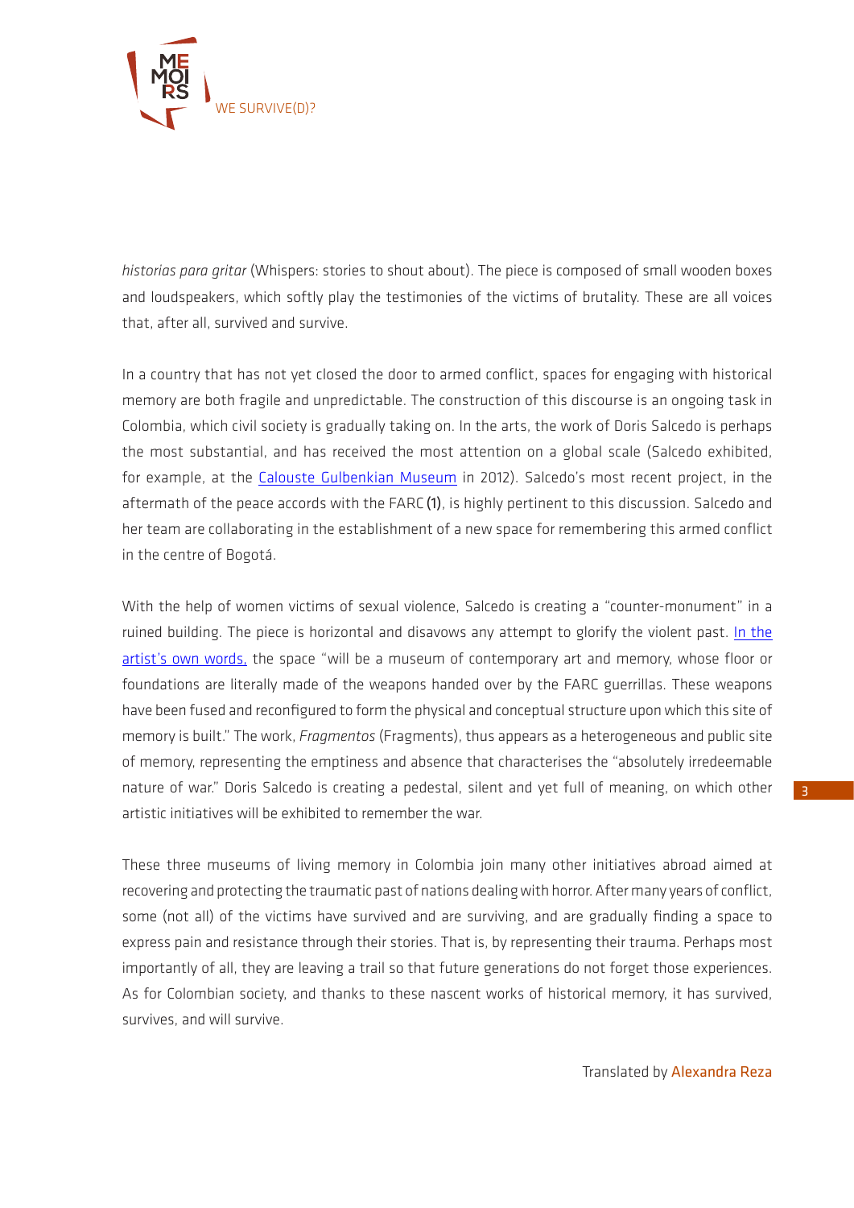*historias para gritar* (Whispers: stories to shout about). The piece is composed of small wooden boxes and loudspeakers, which softly play the testimonies of the victims of brutality. These are all voices that, after all, survived and survive.

In a country that has not yet closed the door to armed conflict, spaces for engaging with historical memory are both fragile and unpredictable. The construction of this discourse is an ongoing task in Colombia, which civil society is gradually taking on. In the arts, the work of Doris Salcedo is perhaps the most substantial, and has received the most attention on a global scale (Salcedo exhibited, for example, at the Calouste Gulbenkian Museum in 2012). Salcedo's most recent project, in the aftermath of the peace accords with the FARC **(1)**, is highly pertinent to this discussion. Salcedo and her team are collaborating in the establishment of a new space for remembering this armed conflict in the centre of Bogotá.

With the help of women victims of sexual violence, Salcedo is creating a "counter-monument" in a ruined building. The piece is horizontal and disavows any attempt to glorify the violent past. In the artist's own words, the space "will be a museum of contemporary art and memory, whose floor or foundations are literally made of the weapons handed over by the FARC guerrillas. These weapons have been fused and reconfigured to form the physical and conceptual structure upon which this site of memory is built." The work, *Fragmentos* (Fragments), thus appears as a heterogeneous and public site of memory, representing the emptiness and absence that characterises the "absolutely irredeemable nature of war." Doris Salcedo is creating a pedestal, silent and yet full of meaning, on which other artistic initiatives will be exhibited to remember the war.

These three museums of living memory in Colombia join many other initiatives abroad aimed at recovering and protecting the traumatic past of nations dealing with horror. After many years of conflict, some (not all) of the victims have survived and are surviving, and are gradually finding a space to express pain and resistance through their stories. That is, by representing their trauma. Perhaps most importantly of all, they are leaving a trail so that future generations do not forget those experiences. As for Colombian society, and thanks to these nascent works of historical memory, it has survived, survives, and will survive.

Translated by Alexandra Reza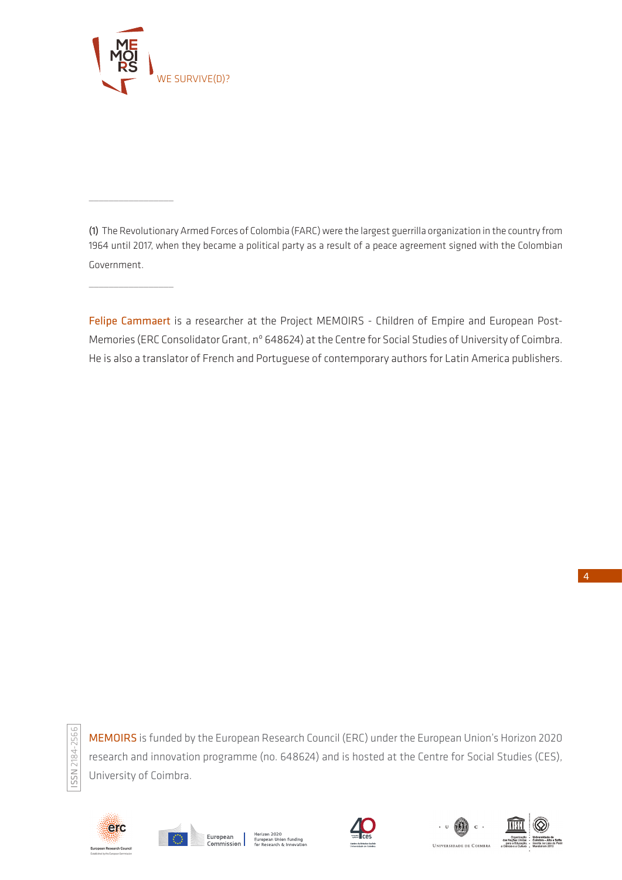(1) The Revolutionary Armed Forces of Colombia (FARC) were the largest guerrilla organization in the country from 1964 until 2017, when they became a political party as a result of a peace agreement signed with the Colombian Government.

---

Felipe Cammaert is a researcher at the Project MEMOIRS - Children of Empire and European Post-Memories (ERC Consolidator Grant, nº 648624) at the Centre for Social Studies of University of Coimbra. He is also a translator of French and Portuguese of contemporary authors for Latin America publishers.

MEMOIRS is funded by the European Research Council (ERC) under the European Union's Horizon 2020 research and innovation programme (no. 648624) and is hosted at the Centre for Social Studies (CES), University of Coimbra.